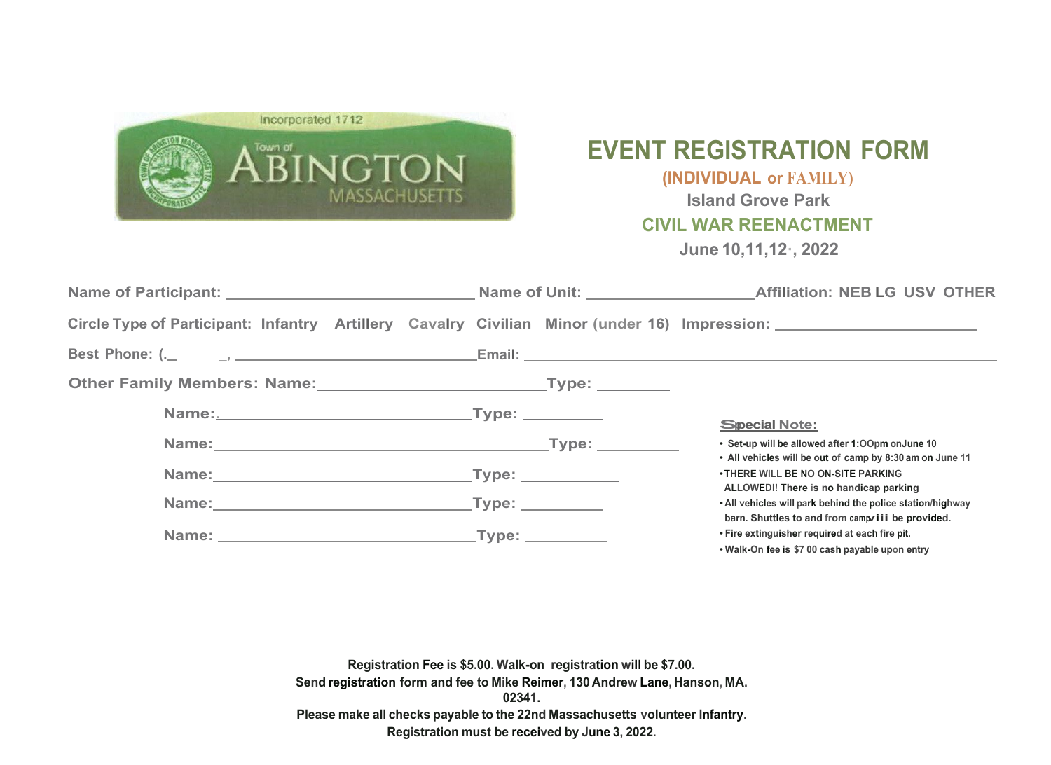Incorporated 1712

Town of ABINGTON MASSACHUSETTS

# EVENT REGISTRATION FORM

**(INDIVIDUAL or FAMILY)**

**Island Grove Park**

**CIVIL WAR REENACTMENT**

**June 10,11,12·, 2022**

**Name of Participant:** ____________________________ **Name of Unit:** ____________________ **Affiliation: NEB LG USV OTHER**

**Circle Type of Participant: Infantry Artillery Cavalry Civilian Minor (under 16) Impression:** ______________________

**Best Phone: (._ _,** ____________________________ **Email:** ________________________________________________

**Other Family Members: Name:**________________________ **Type:** ________

**Name:**____________________________ **Type:** _________

**Name:**____________________________________ **Type:** _________

**Name:**____________________________ **Type:** ___________

**Name:**____________________________ **Type:** _________

**Name:** ____________________________ **Type:** _________

**Special Note:**

- Set-up will be allowed after 1:OOpm onJune 10
- All vehicles will be out of camp by 8:30 am on June 11
- THERE WILL BE NO ON-SITE PARKING ALLOWED! There is no handicap parking
- All vehicles will park behind the police station/highway barn. Shuttles to and from campviii be provided.
- Fire extinguisher required at each fire pit.
- Walk-On fee is $7 00 cash payable upon entry

**Registration Fee is $5.00. Walk-on registration will be $7.00.**
**Send registration form and fee to Mike Reimer, 130 Andrew Lane, Hanson, MA. 02341.**
**Please make all checks payable to the 22nd Massachusetts volunteer Infantry.**
**Registration must be received by June 3, 2022.**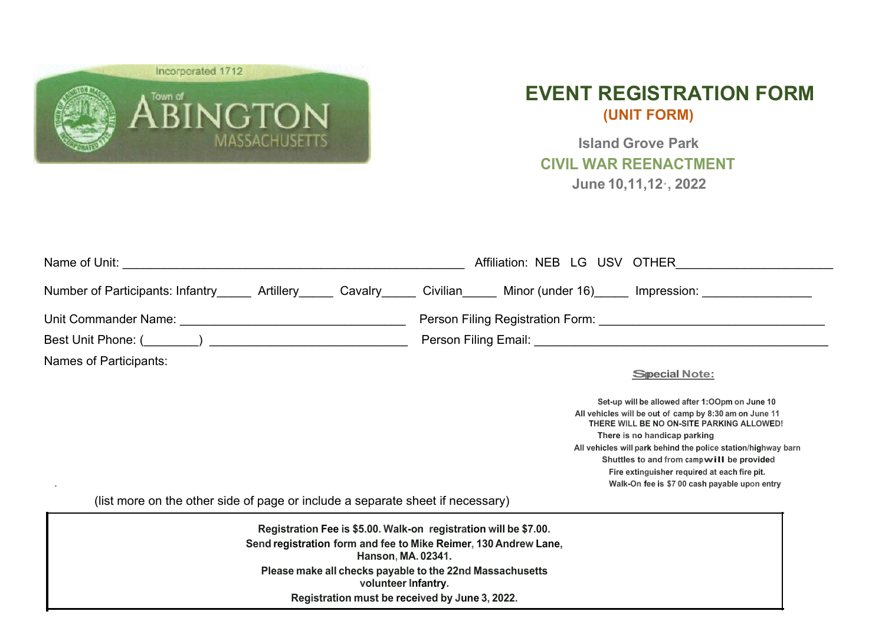Incorporated 1712

Town of ABINGTON MASSACHUSETTS

# EVENT REGISTRATION FORM

**(UNIT FORM)**

**Island Grove Park**

**CIVIL WAR REENACTMENT**

**June 10,11,12, 2022**

Name of Unit: ______________________________________________ Affiliation: NEB LG USV OTHER____________________

Number of Participants: Infantry_____ Artillery_____ Cavalry_____ Civilian_____ Minor (under 16)_____ Impression: _______________

Unit Commander Name: ______________________________ Person Filing Registration Form: ______________________________

Best Unit Phone: (________) ___________________________ Person Filing Email: ________________________________________

Names of Participants:

(list more on the other side of page or include a separate sheet if necessary)

**Special Note:**

**Set-up will be allowed after 1:00pm on June 10**
**All vehicles will be out of camp by 8:30 am on June 11**
**THERE WILL BE NO ON-SITE PARKING ALLOWED!**
**There is no handicap parking**
**All vehicles will park behind the police station/highway barn**
**Shuttles to and from camp will be provided**
**Fire extinguisher required at each fire pit.**
**Walk-On fee is $7 00 cash payable upon entry**

**Registration Fee is $5.00. Walk-on registration will be $7.00.**
**Send registration form and fee to Mike Reimer, 130 Andrew Lane, Hanson, MA. 02341.**
**Please make all checks payable to the 22nd Massachusetts volunteer Infantry.**
**Registration must be received by June 3, 2022.**